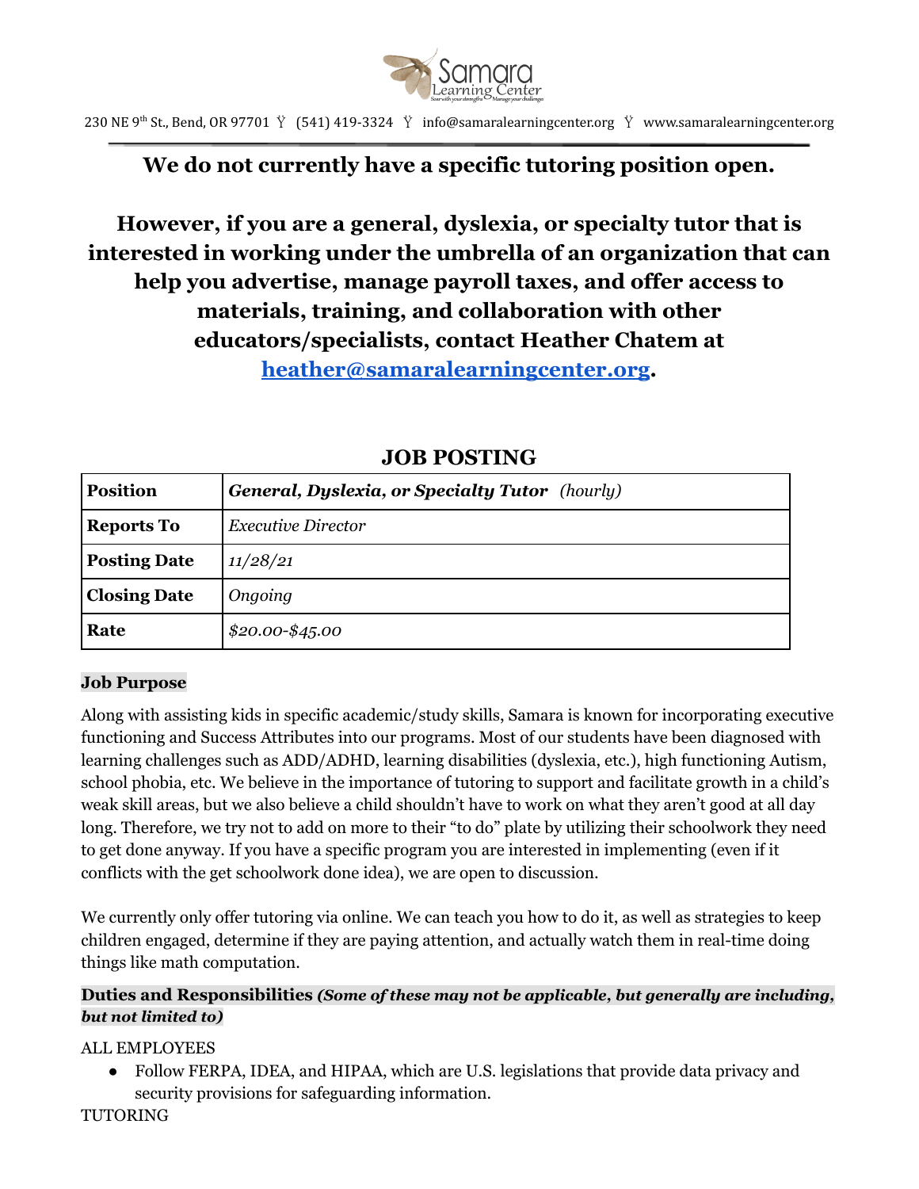Samara Learning Center

230 NE 9th St., Bend, OR 97701 Ÿ (541) 419-3324 Ÿ info@samaralearningcenter.org Ÿ www.samaralearningcenter.org

**We do not currently have a specific tutoring position open.**

**However, if you are a general, dyslexia, or specialty tutor that is interested in working under the umbrella of an organization that can help you advertise, manage payroll taxes, and offer access to materials, training, and collaboration with other educators/specialists, contact Heather Chatem at heather@samaralearningcenter.org.**

## JOB POSTING

| **Position** | ***General, Dyslexia, or Specialty Tutor*** *(hourly)* |
|---|---|
| **Reports To** | *Executive Director* |
| **Posting Date** | *11/28/21* |
| **Closing Date** | *Ongoing* |
| **Rate** | *$20.00-$45.00* |

**Job Purpose**

Along with assisting kids in specific academic/study skills, Samara is known for incorporating executive functioning and Success Attributes into our programs. Most of our students have been diagnosed with learning challenges such as ADD/ADHD, learning disabilities (dyslexia, etc.), high functioning Autism, school phobia, etc. We believe in the importance of tutoring to support and facilitate growth in a child's weak skill areas, but we also believe a child shouldn't have to work on what they aren't good at all day long. Therefore, we try not to add on more to their "to do" plate by utilizing their schoolwork they need to get done anyway. If you have a specific program you are interested in implementing (even if it conflicts with the get schoolwork done idea), we are open to discussion.

We currently only offer tutoring via online. We can teach you how to do it, as well as strategies to keep children engaged, determine if they are paying attention, and actually watch them in real-time doing things like math computation.

**Duties and Responsibilities** ***(Some of these may not be applicable, but generally are including, but not limited to)***

ALL EMPLOYEES

- Follow FERPA, IDEA, and HIPAA, which are U.S. legislations that provide data privacy and security provisions for safeguarding information.

TUTORING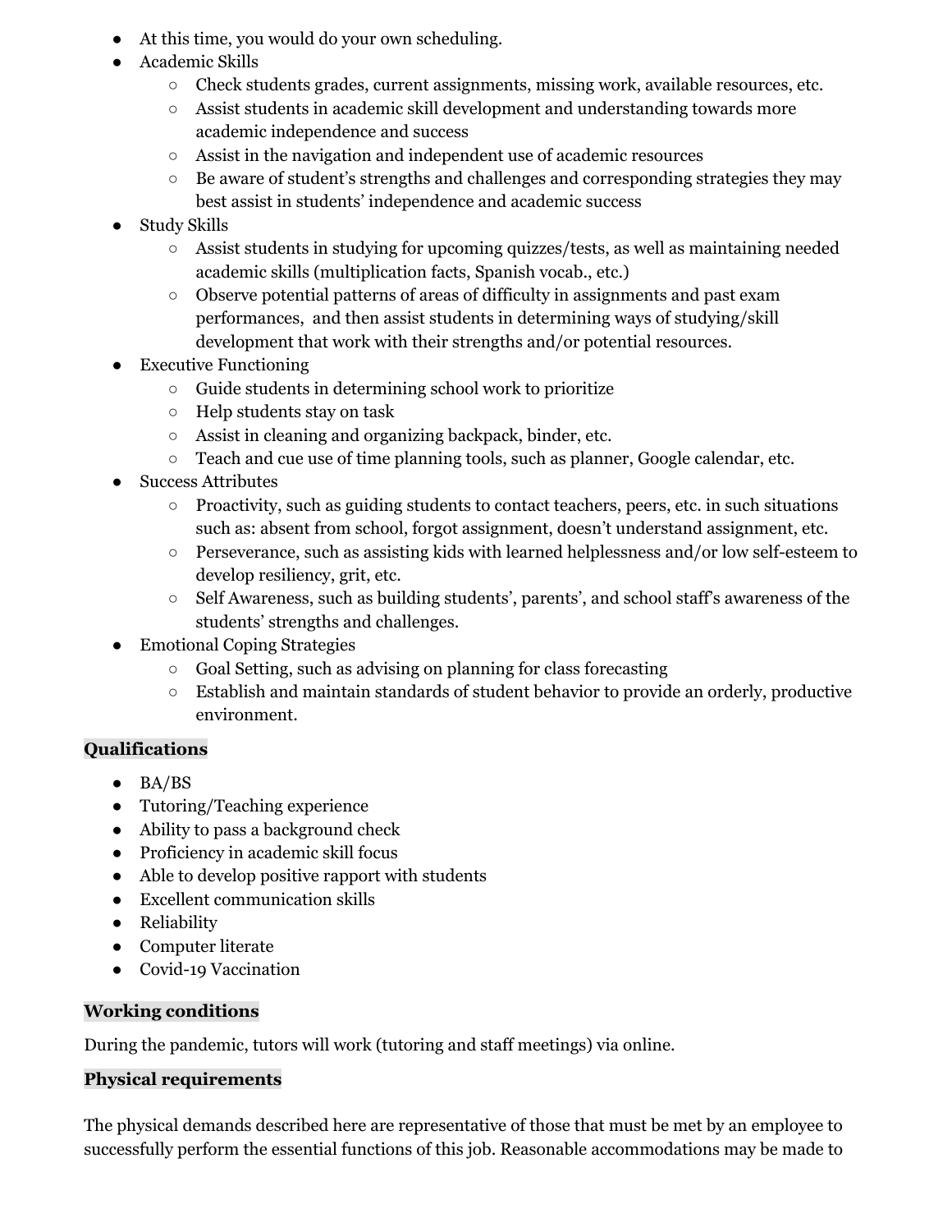- At this time, you would do your own scheduling.
- Academic Skills
  - Check students grades, current assignments, missing work, available resources, etc.
  - Assist students in academic skill development and understanding towards more academic independence and success
  - Assist in the navigation and independent use of academic resources
  - Be aware of student's strengths and challenges and corresponding strategies they may best assist in students' independence and academic success
- Study Skills
  - Assist students in studying for upcoming quizzes/tests, as well as maintaining needed academic skills (multiplication facts, Spanish vocab., etc.)
  - Observe potential patterns of areas of difficulty in assignments and past exam performances, and then assist students in determining ways of studying/skill development that work with their strengths and/or potential resources.
- Executive Functioning
  - Guide students in determining school work to prioritize
  - Help students stay on task
  - Assist in cleaning and organizing backpack, binder, etc.
  - Teach and cue use of time planning tools, such as planner, Google calendar, etc.
- Success Attributes
  - Proactivity, such as guiding students to contact teachers, peers, etc. in such situations such as: absent from school, forgot assignment, doesn't understand assignment, etc.
  - Perseverance, such as assisting kids with learned helplessness and/or low self-esteem to develop resiliency, grit, etc.
  - Self Awareness, such as building students', parents', and school staff's awareness of the students' strengths and challenges.
- Emotional Coping Strategies
  - Goal Setting, such as advising on planning for class forecasting
  - Establish and maintain standards of student behavior to provide an orderly, productive environment.

**Qualifications**

- BA/BS
- Tutoring/Teaching experience
- Ability to pass a background check
- Proficiency in academic skill focus
- Able to develop positive rapport with students
- Excellent communication skills
- Reliability
- Computer literate
- Covid-19 Vaccination

**Working conditions**

During the pandemic, tutors will work (tutoring and staff meetings) via online.

**Physical requirements**

The physical demands described here are representative of those that must be met by an employee to successfully perform the essential functions of this job. Reasonable accommodations may be made to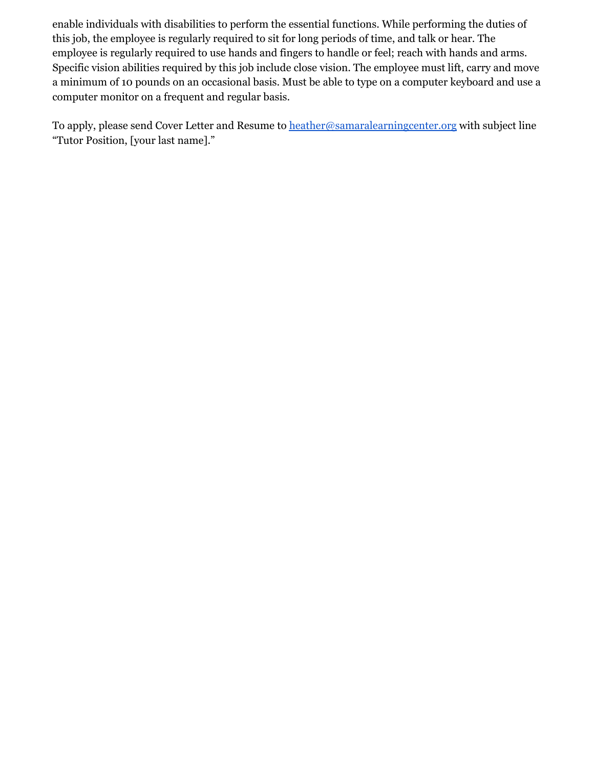enable individuals with disabilities to perform the essential functions. While performing the duties of this job, the employee is regularly required to sit for long periods of time, and talk or hear. The employee is regularly required to use hands and fingers to handle or feel; reach with hands and arms. Specific vision abilities required by this job include close vision. The employee must lift, carry and move a minimum of 10 pounds on an occasional basis. Must be able to type on a computer keyboard and use a computer monitor on a frequent and regular basis.

To apply, please send Cover Letter and Resume to [heather@samaralearningcenter.org](mailto:heather@samaralearningcenter.org) with subject line "Tutor Position, [your last name]."